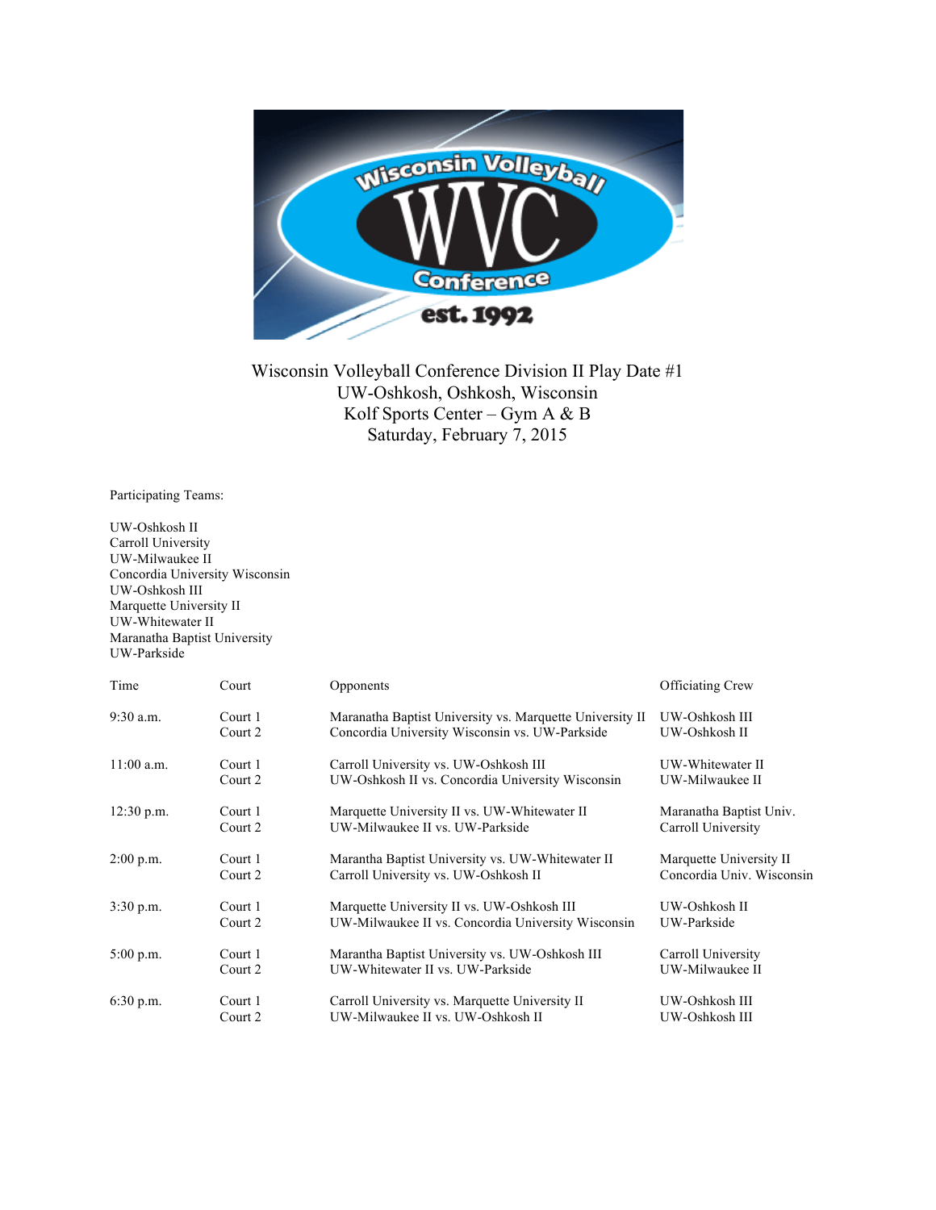Wisconsin Volleyball Conference Division II Play Date #1
UW-Oshkosh, Oshkosh, Wisconsin
Kolf Sports Center – Gym A & B
Saturday, February 7, 2015

Participating Teams:

UW-Oshkosh II
Carroll University
UW-Milwaukee II
Concordia University Wisconsin
UW-Oshkosh III
Marquette University II
UW-Whitewater II
Maranatha Baptist University
UW-Parkside

| Time | Court | Opponents | Officiating Crew |
|---|---|---|---|
| 9:30 a.m. | Court 1 | Maranatha Baptist University vs. Marquette University II | UW-Oshkosh III |
| | Court 2 | Concordia University Wisconsin vs. UW-Parkside | UW-Oshkosh II |
| 11:00 a.m. | Court 1 | Carroll University vs. UW-Oshkosh III | UW-Whitewater II |
| | Court 2 | UW-Oshkosh II vs. Concordia University Wisconsin | UW-Milwaukee II |
| 12:30 p.m. | Court 1 | Marquette University II vs. UW-Whitewater II | Maranatha Baptist Univ. |
| | Court 2 | UW-Milwaukee II vs. UW-Parkside | Carroll University |
| 2:00 p.m. | Court 1 | Marantha Baptist University vs. UW-Whitewater II | Marquette University II |
| | Court 2 | Carroll University vs. UW-Oshkosh II | Concordia Univ. Wisconsin |
| 3:30 p.m. | Court 1 | Marquette University II vs. UW-Oshkosh III | UW-Oshkosh II |
| | Court 2 | UW-Milwaukee II vs. Concordia University Wisconsin | UW-Parkside |
| 5:00 p.m. | Court 1 | Marantha Baptist University vs. UW-Oshkosh III | Carroll University |
| | Court 2 | UW-Whitewater II vs. UW-Parkside | UW-Milwaukee II |
| 6:30 p.m. | Court 1 | Carroll University vs. Marquette University II | UW-Oshkosh III |
| | Court 2 | UW-Milwaukee II vs. UW-Oshkosh II | UW-Oshkosh III |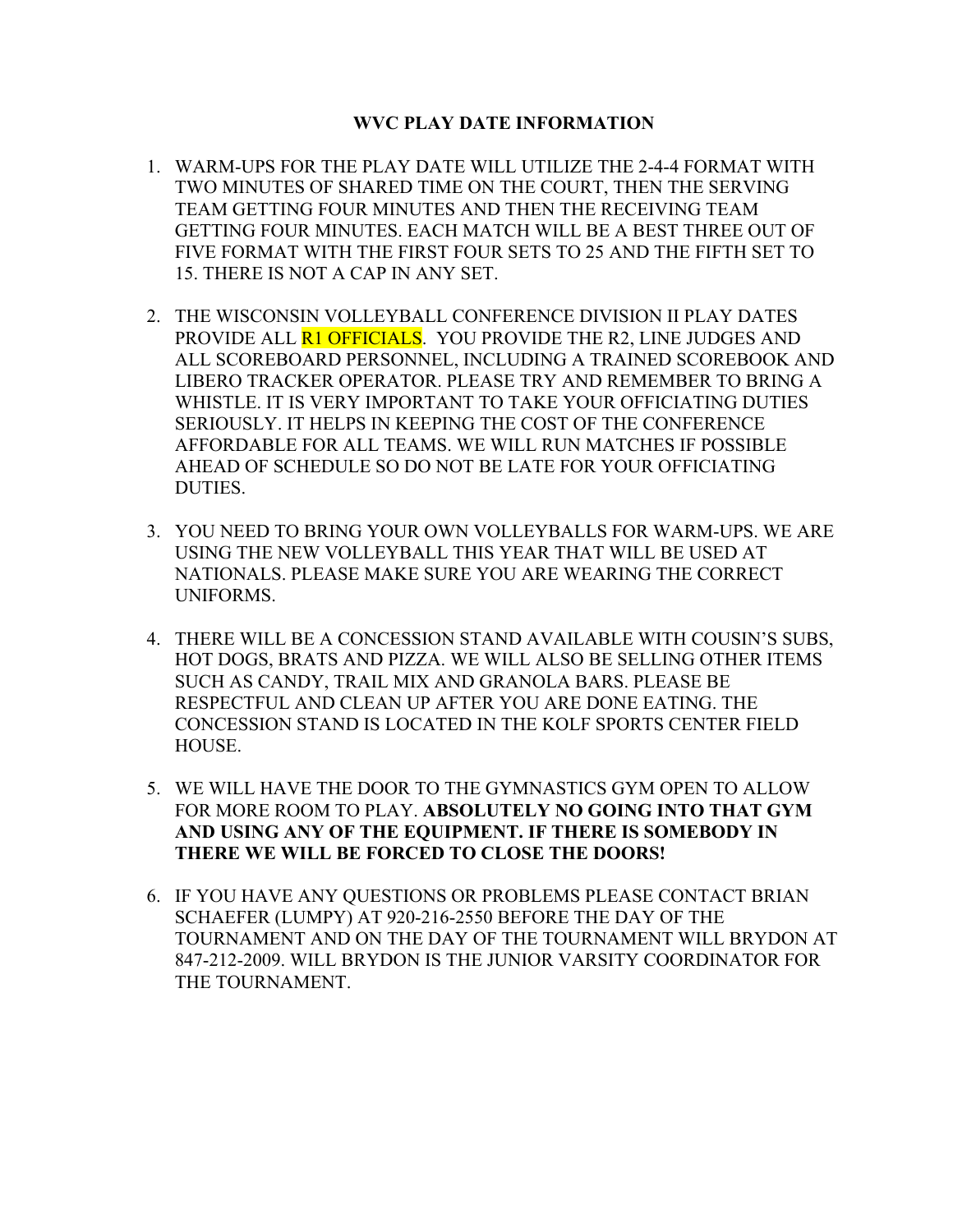# WVC PLAY DATE INFORMATION

1. WARM-UPS FOR THE PLAY DATE WILL UTILIZE THE 2-4-4 FORMAT WITH TWO MINUTES OF SHARED TIME ON THE COURT, THEN THE SERVING TEAM GETTING FOUR MINUTES AND THEN THE RECEIVING TEAM GETTING FOUR MINUTES. EACH MATCH WILL BE A BEST THREE OUT OF FIVE FORMAT WITH THE FIRST FOUR SETS TO 25 AND THE FIFTH SET TO 15. THERE IS NOT A CAP IN ANY SET.

2. THE WISCONSIN VOLLEYBALL CONFERENCE DIVISION II PLAY DATES PROVIDE ALL R1 OFFICIALS. YOU PROVIDE THE R2, LINE JUDGES AND ALL SCOREBOARD PERSONNEL, INCLUDING A TRAINED SCOREBOOK AND LIBERO TRACKER OPERATOR. PLEASE TRY AND REMEMBER TO BRING A WHISTLE. IT IS VERY IMPORTANT TO TAKE YOUR OFFICIATING DUTIES SERIOUSLY. IT HELPS IN KEEPING THE COST OF THE CONFERENCE AFFORDABLE FOR ALL TEAMS. WE WILL RUN MATCHES IF POSSIBLE AHEAD OF SCHEDULE SO DO NOT BE LATE FOR YOUR OFFICIATING DUTIES.

3. YOU NEED TO BRING YOUR OWN VOLLEYBALLS FOR WARM-UPS. WE ARE USING THE NEW VOLLEYBALL THIS YEAR THAT WILL BE USED AT NATIONALS. PLEASE MAKE SURE YOU ARE WEARING THE CORRECT UNIFORMS.

4. THERE WILL BE A CONCESSION STAND AVAILABLE WITH COUSIN'S SUBS, HOT DOGS, BRATS AND PIZZA. WE WILL ALSO BE SELLING OTHER ITEMS SUCH AS CANDY, TRAIL MIX AND GRANOLA BARS. PLEASE BE RESPECTFUL AND CLEAN UP AFTER YOU ARE DONE EATING. THE CONCESSION STAND IS LOCATED IN THE KOLF SPORTS CENTER FIELD HOUSE.

5. WE WILL HAVE THE DOOR TO THE GYMNASTICS GYM OPEN TO ALLOW FOR MORE ROOM TO PLAY. **ABSOLUTELY NO GOING INTO THAT GYM AND USING ANY OF THE EQUIPMENT. IF THERE IS SOMEBODY IN THERE WE WILL BE FORCED TO CLOSE THE DOORS!**

6. IF YOU HAVE ANY QUESTIONS OR PROBLEMS PLEASE CONTACT BRIAN SCHAEFER (LUMPY) AT 920-216-2550 BEFORE THE DAY OF THE TOURNAMENT AND ON THE DAY OF THE TOURNAMENT WILL BRYDON AT 847-212-2009. WILL BRYDON IS THE JUNIOR VARSITY COORDINATOR FOR THE TOURNAMENT.